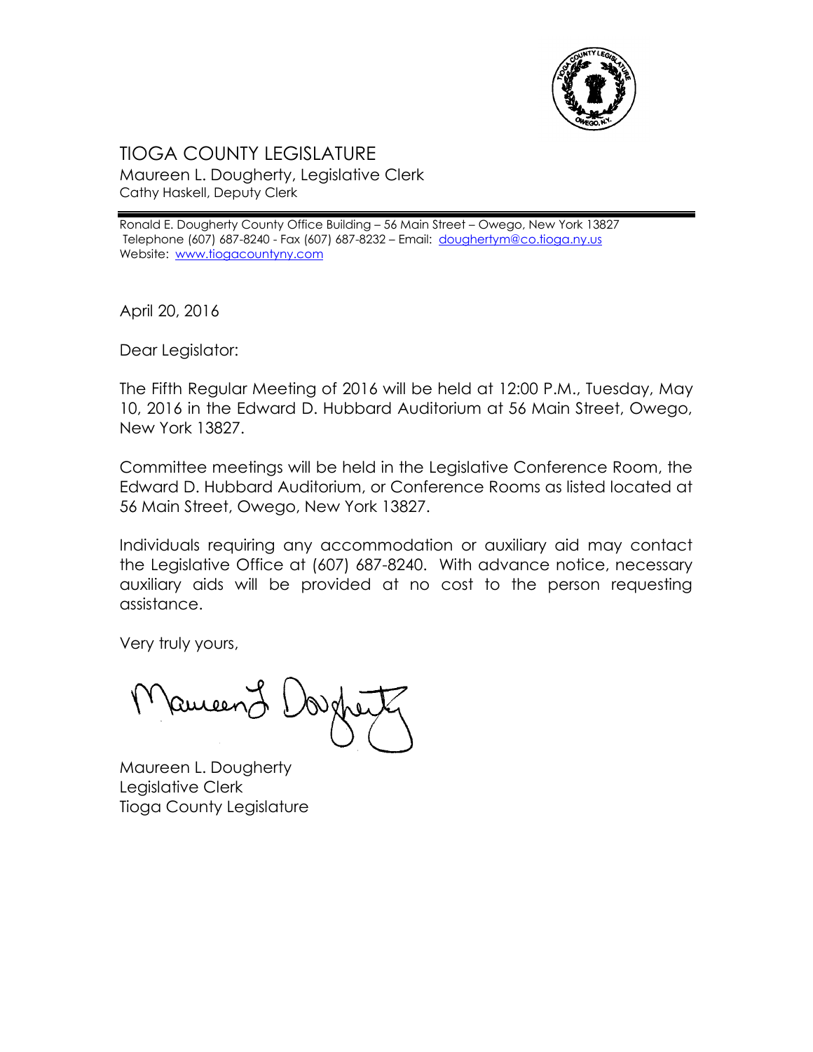# TIOGA COUNTY LEGISLATURE

Maureen L. Dougherty, Legislative Clerk
Cathy Haskell, Deputy Clerk

Ronald E. Dougherty County Office Building – 56 Main Street – Owego, New York 13827
Telephone (607) 687-8240 - Fax (607) 687-8232 – Email: doughertym@co.tioga.ny.us
Website: www.tiogacountyny.com

April 20, 2016

Dear Legislator:

The Fifth Regular Meeting of 2016 will be held at 12:00 P.M., Tuesday, May 10, 2016 in the Edward D. Hubbard Auditorium at 56 Main Street, Owego, New York 13827.

Committee meetings will be held in the Legislative Conference Room, the Edward D. Hubbard Auditorium, or Conference Rooms as listed located at 56 Main Street, Owego, New York 13827.

Individuals requiring any accommodation or auxiliary aid may contact the Legislative Office at (607) 687-8240. With advance notice, necessary auxiliary aids will be provided at no cost to the person requesting assistance.

Very truly yours,

Maureen L. Dougherty
Legislative Clerk
Tioga County Legislature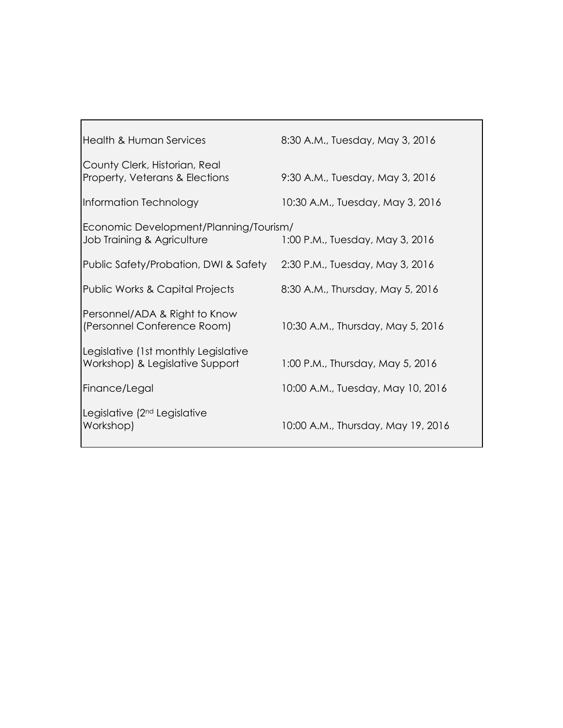| | |
|---|---|
| Health & Human Services | 8:30 A.M., Tuesday, May 3, 2016 |
| County Clerk, Historian, Real Property, Veterans & Elections | 9:30 A.M., Tuesday, May 3, 2016 |
| Information Technology | 10:30 A.M., Tuesday, May 3, 2016 |
| Economic Development/Planning/Tourism/ Job Training & Agriculture | 1:00 P.M., Tuesday, May 3, 2016 |
| Public Safety/Probation, DWI & Safety | 2:30 P.M., Tuesday, May 3, 2016 |
| Public Works & Capital Projects | 8:30 A.M., Thursday, May 5, 2016 |
| Personnel/ADA & Right to Know (Personnel Conference Room) | 10:30 A.M., Thursday, May 5, 2016 |
| Legislative (1st monthly Legislative Workshop) & Legislative Support | 1:00 P.M., Thursday, May 5, 2016 |
| Finance/Legal | 10:00 A.M., Tuesday, May 10, 2016 |
| Legislative (2nd Legislative Workshop) | 10:00 A.M., Thursday, May 19, 2016 |